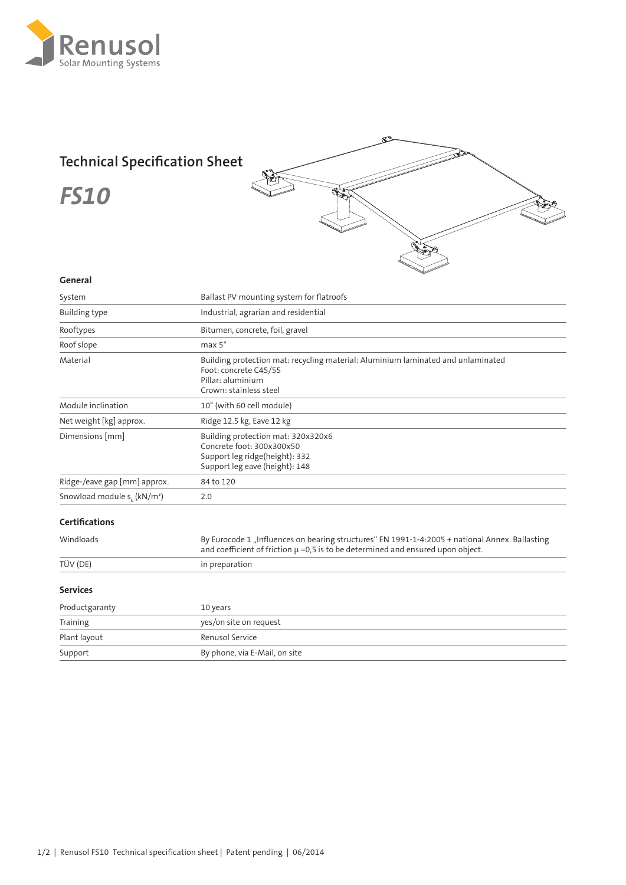Renusol
Solar Mounting Systems

# Technical Specification Sheet

# *FS10*

## General

| | |
|---|---|
| System | Ballast PV mounting system for flatroofs |
| Building type | Industrial, agrarian and residential |
| Rooftypes | Bitumen, concrete, foil, gravel |
| Roof slope | max 5° |
| Material | Building protection mat: recycling material: Aluminium laminated and unlaminated<br>Foot: concrete C45/55<br>Pillar: aluminium<br>Crown: stainless steel |
| Module inclination | 10° (with 60 cell module) |
| Net weight [kg] approx. | Ridge 12.5 kg, Eave 12 kg |
| Dimensions [mm] | Building protection mat: 320x320x6<br>Concrete foot: 300x300x50<br>Support leg ridge(height): 332<br>Support leg eave (height): 148 |
| Ridge-/eave gap [mm] approx. | 84 to 120 |
| Snowload module $s_k$ (kN/m²) | 2.0 |

## Certifications

| | |
|---|---|
| Windloads | By Eurocode 1 „Influences on bearing structures" EN 1991-1-4:2005 + national Annex. Ballasting and coefficient of friction $\mu$ =0,5 is to be determined and ensured upon object. |
| TÜV (DE) | in preparation |

## Services

| | |
|---|---|
| Productgaranty | 10 years |
| Training | yes/on site on request |
| Plant layout | Renusol Service |
| Support | By phone, via E-Mail, on site |

1/2 | Renusol FS10 Technical specification sheet | Patent pending | 06/2014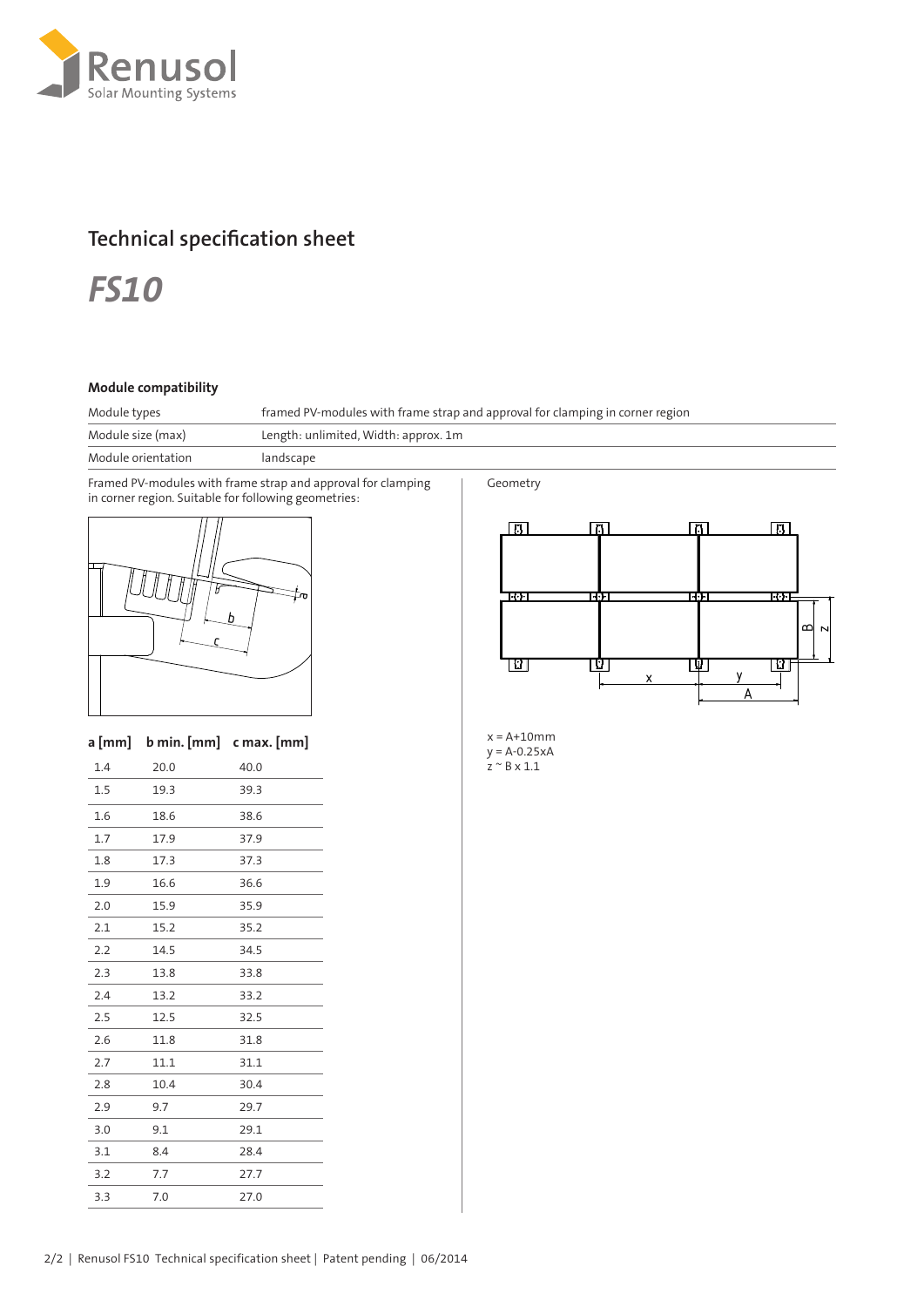# Technical specification sheet

# *FS10*

### Module compatibility

| | |
|---|---|
| Module types | framed PV-modules with frame strap and approval for clamping in corner region |
| Module size (max) | Length: unlimited, Width: approx. 1m |
| Module orientation | landscape |

Framed PV-modules with frame strap and approval for clamping in corner region. Suitable for following geometries:

a
b
c

| a [mm] | b min. [mm] | c max. [mm] |
|---|---|---|
| 1.4 | 20.0 | 40.0 |
| 1.5 | 19.3 | 39.3 |
| 1.6 | 18.6 | 38.6 |
| 1.7 | 17.9 | 37.9 |
| 1.8 | 17.3 | 37.3 |
| 1.9 | 16.6 | 36.6 |
| 2.0 | 15.9 | 35.9 |
| 2.1 | 15.2 | 35.2 |
| 2.2 | 14.5 | 34.5 |
| 2.3 | 13.8 | 33.8 |
| 2.4 | 13.2 | 33.2 |
| 2.5 | 12.5 | 32.5 |
| 2.6 | 11.8 | 31.8 |
| 2.7 | 11.1 | 31.1 |
| 2.8 | 10.4 | 30.4 |
| 2.9 | 9.7 | 29.7 |
| 3.0 | 9.1 | 29.1 |
| 3.1 | 8.4 | 28.4 |
| 3.2 | 7.7 | 27.7 |
| 3.3 | 7.0 | 27.0 |

Geometry

B
z
x
y
A

$x = A + 10mm$
$y = A - 0.25xA$
$z \sim B \times 1.1$